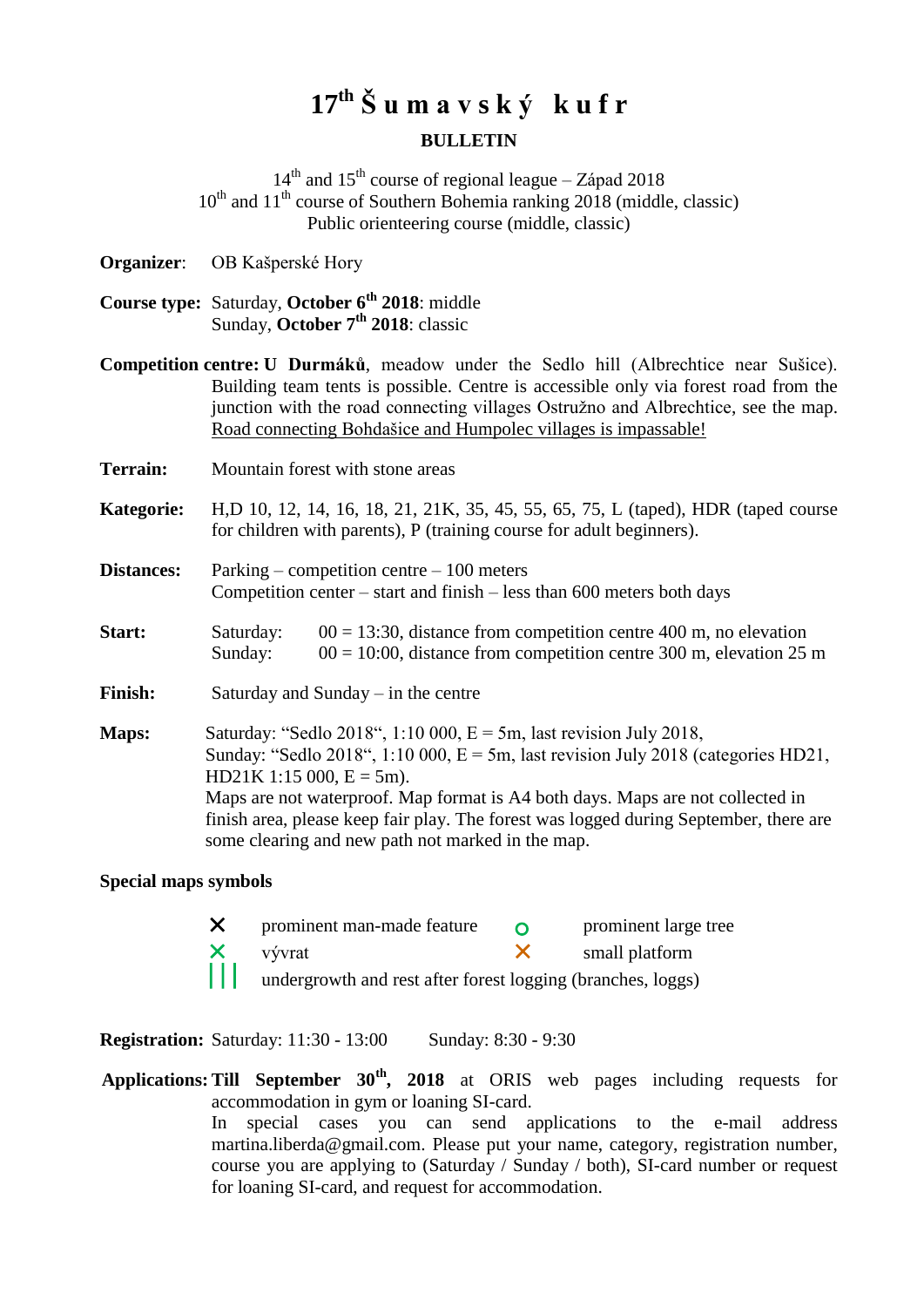# 17th Š u m a v s k ý   k u f r

## BULLETIN

14th and 15th course of regional league – Západ 2018
10th and 11th course of Southern Bohemia ranking 2018 (middle, classic)
Public orienteering course (middle, classic)

**Organizer**: OB Kašperské Hory

**Course type:** Saturday, **October 6th 2018**: middle
Sunday, **October 7th 2018**: classic

**Competition centre: U Durmáků**, meadow under the Sedlo hill (Albrechtice near Sušice). Building team tents is possible. Centre is accessible only via forest road from the junction with the road connecting villages Ostružno and Albrechtice, see the map. Road connecting Bohdašice and Humpolec villages is impassable!

**Terrain:** Mountain forest with stone areas

**Kategorie:** H,D 10, 12, 14, 16, 18, 21, 21K, 35, 45, 55, 65, 75, L (taped), HDR (taped course for children with parents), P (training course for adult beginners).

**Distances:** Parking – competition centre – 100 meters
Competition center – start and finish – less than 600 meters both days

**Start:**
Saturday: 00 = 13:30, distance from competition centre 400 m, no elevation
Sunday: 00 = 10:00, distance from competition centre 300 m, elevation 25 m

**Finish:** Saturday and Sunday – in the centre

**Maps:** Saturday: "Sedlo 2018", 1:10 000, E = 5m, last revision July 2018,
Sunday: "Sedlo 2018", 1:10 000, E = 5m, last revision July 2018 (categories HD21, HD21K 1:15 000, E = 5m).
Maps are not waterproof. Map format is A4 both days. Maps are not collected in finish area, please keep fair play. The forest was logged during September, there are some clearing and new path not marked in the map.

**Special maps symbols**

| Symbol | Meaning | Symbol | Meaning |
|---|---|---|---|
| ✕ | prominent man-made feature | ○ | prominent large tree |
| ✕ | vývrat | ✕ | small platform |
| ||| | undergrowth and rest after forest logging (branches, loggs) | | |

**Registration:** Saturday: 11:30 - 13:00     Sunday: 8:30 - 9:30

**Applications: Till September 30th, 2018** at ORIS web pages including requests for accommodation in gym or loaning SI-card.
In special cases you can send applications to the e-mail address martina.liberda@gmail.com. Please put your name, category, registration number, course you are applying to (Saturday / Sunday / both), SI-card number or request for loaning SI-card, and request for accommodation.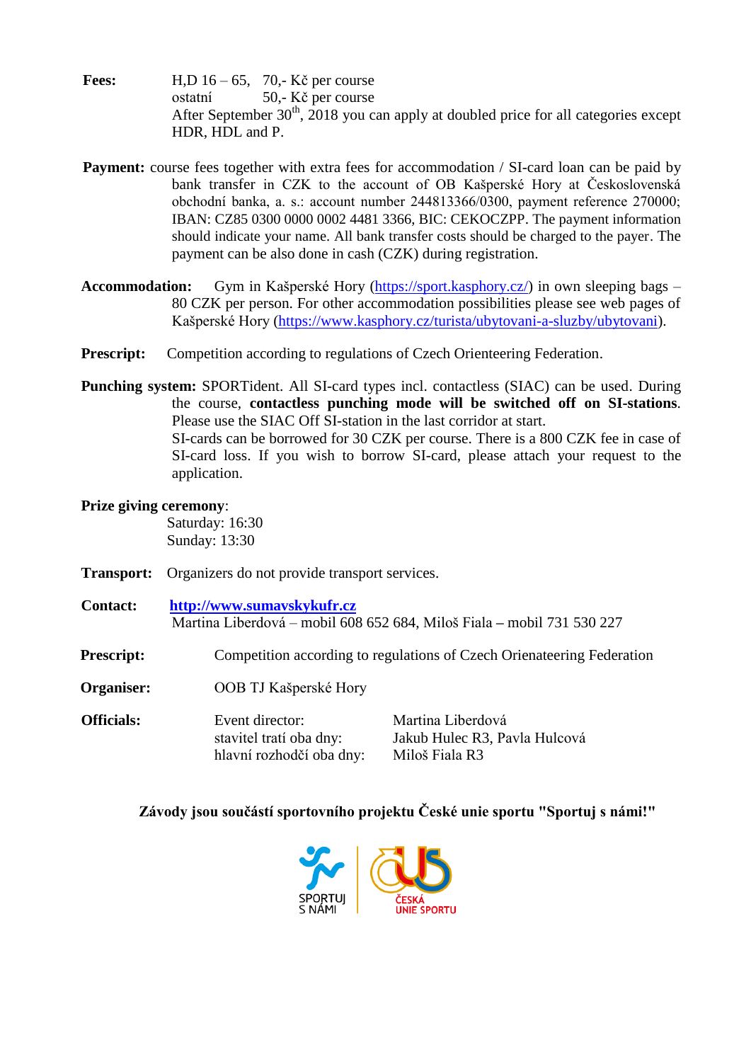**Fees:** H,D 16 – 65, 70,- Kč per course
ostatní 50,- Kč per course
After September 30th, 2018 you can apply at doubled price for all categories except HDR, HDL and P.

**Payment:** course fees together with extra fees for accommodation / SI-card loan can be paid by bank transfer in CZK to the account of OB Kašperské Hory at Československá obchodní banka, a. s.: account number 244813366/0300, payment reference 270000; IBAN: CZ85 0300 0000 0002 4481 3366, BIC: CEKOCZPP. The payment information should indicate your name. All bank transfer costs should be charged to the payer. The payment can be also done in cash (CZK) during registration.

**Accommodation:** Gym in Kašperské Hory (https://sport.kasphory.cz/) in own sleeping bags – 80 CZK per person. For other accommodation possibilities please see web pages of Kašperské Hory (https://www.kasphory.cz/turista/ubytovani-a-sluzby/ubytovani).

**Prescript:** Competition according to regulations of Czech Orienteering Federation.

**Punching system:** SPORTident. All SI-card types incl. contactless (SIAC) can be used. During the course, **contactless punching mode will be switched off on SI-stations**. Please use the SIAC Off SI-station in the last corridor at start.
SI-cards can be borrowed for 30 CZK per course. There is a 800 CZK fee in case of SI-card loss. If you wish to borrow SI-card, please attach your request to the application.

**Prize giving ceremony**:
Saturday: 16:30
Sunday: 13:30

**Transport:** Organizers do not provide transport services.

**Contact:** **http://www.sumavskykufr.cz**
Martina Liberdová – mobil 608 652 684, Miloš Fiala – mobil 731 530 227

**Prescript:** Competition according to regulations of Czech Orienateering Federation

**Organiser:** OOB TJ Kašperské Hory

**Officials:**

| | |
|---|---|
| Event director: | Martina Liberdová |
| stavitel tratí oba dny: | Jakub Hulec R3, Pavla Hulcová |
| hlavní rozhodčí oba dny: | Miloš Fiala R3 |

**Závody jsou součástí sportovního projektu České unie sportu "Sportuj s námi!"**

SPORTUJ S NÁMI

ČESKÁ UNIE SPORTU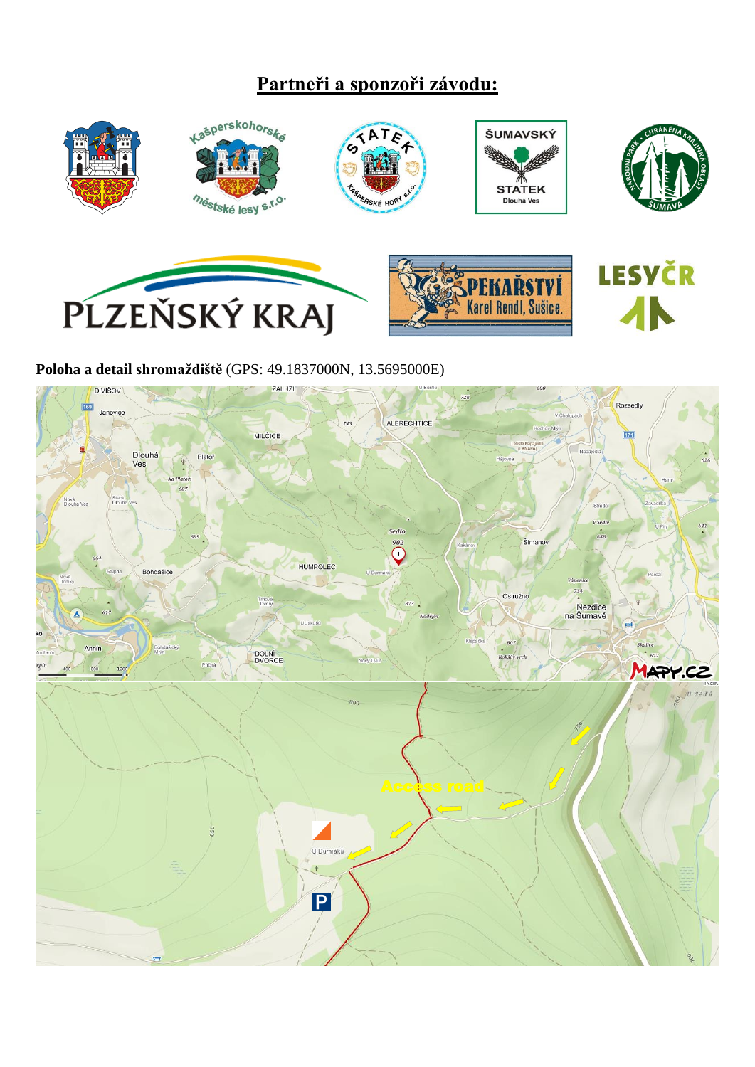# Partneři a sponzoři závodu:

**Poloha a detail shromaždiště** (GPS: 49.1837000N, 13.5695000E)